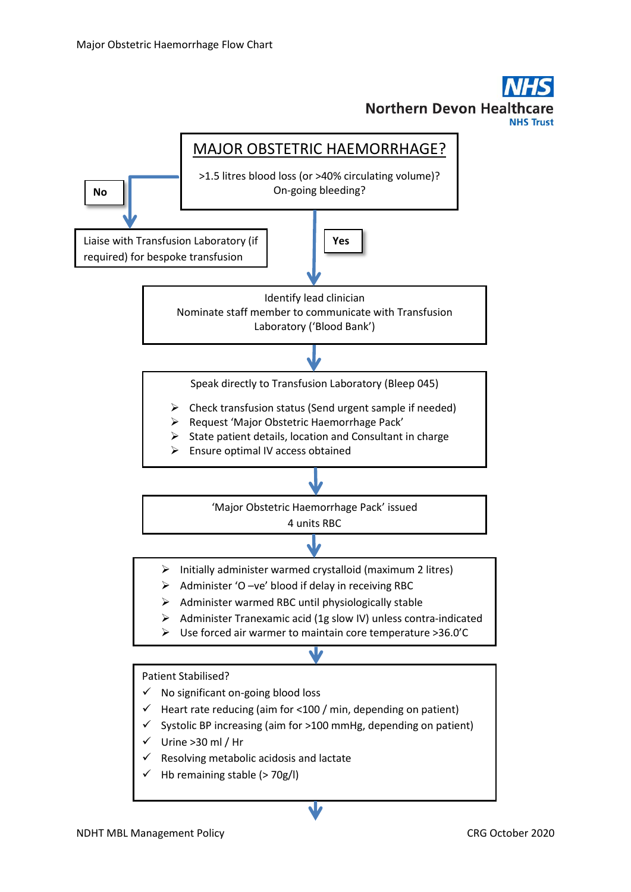Major Obstetric Haemorrhage Flow Chart

**Northern Devon Healthcare NHS Trust**

# MAJOR OBSTETRIC HAEMORRHAGE?

>1.5 litres blood loss (or >40% circulating volume)?
On-going bleeding?

**No** → Liaise with Transfusion Laboratory (if required) for bespoke transfusion

**Yes** ↓

Identify lead clinician
Nominate staff member to communicate with Transfusion Laboratory ('Blood Bank')

↓

Speak directly to Transfusion Laboratory (Bleep 045)

- Check transfusion status (Send urgent sample if needed)
- Request 'Major Obstetric Haemorrhage Pack'
- State patient details, location and Consultant in charge
- Ensure optimal IV access obtained

↓

'Major Obstetric Haemorrhage Pack' issued
4 units RBC

↓

- Initially administer warmed crystalloid (maximum 2 litres)
- Administer 'O –ve' blood if delay in receiving RBC
- Administer warmed RBC until physiologically stable
- Administer Tranexamic acid (1g slow IV) unless contra-indicated
- Use forced air warmer to maintain core temperature >36.0'C

↓

Patient Stabilised?

- ✓ No significant on-going blood loss
- ✓ Heart rate reducing (aim for <100 / min, depending on patient)
- ✓ Systolic BP increasing (aim for >100 mmHg, depending on patient)
- ✓ Urine >30 ml / Hr
- ✓ Resolving metabolic acidosis and lactate
- ✓ Hb remaining stable (> 70g/l)

↓

NDHT MBL Management Policy

CRG October 2020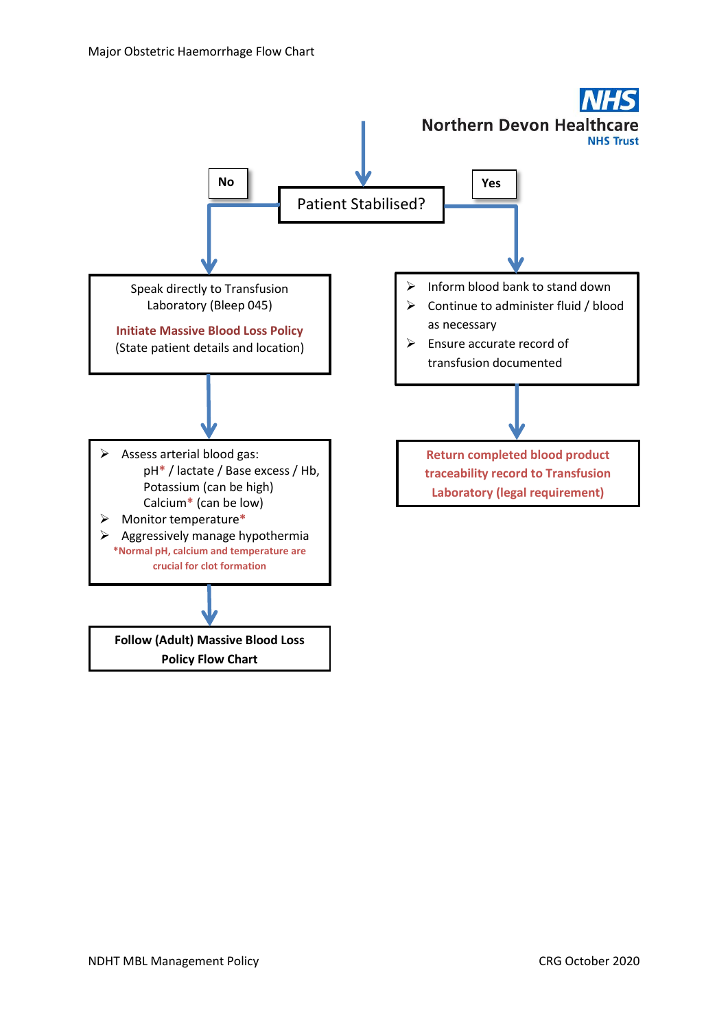Major Obstetric Haemorrhage Flow Chart

**NHS**
**Northern Devon Healthcare**
**NHS Trust**

**Patient Stabilised?**

**No**

Speak directly to Transfusion Laboratory (Bleep 045)

**Initiate Massive Blood Loss Policy**
(State patient details and location)

- Assess arterial blood gas:
  pH* / lactate / Base excess / Hb, Potassium (can be high)
  Calcium* (can be low)
- Monitor temperature*
- Aggressively manage hypothermia

**\*Normal pH, calcium and temperature are crucial for clot formation**

**Follow (Adult) Massive Blood Loss Policy Flow Chart**

**Yes**

- Inform blood bank to stand down
- Continue to administer fluid / blood as necessary
- Ensure accurate record of transfusion documented

**Return completed blood product traceability record to Transfusion Laboratory (legal requirement)**

NDHT MBL Management Policy

CRG October 2020